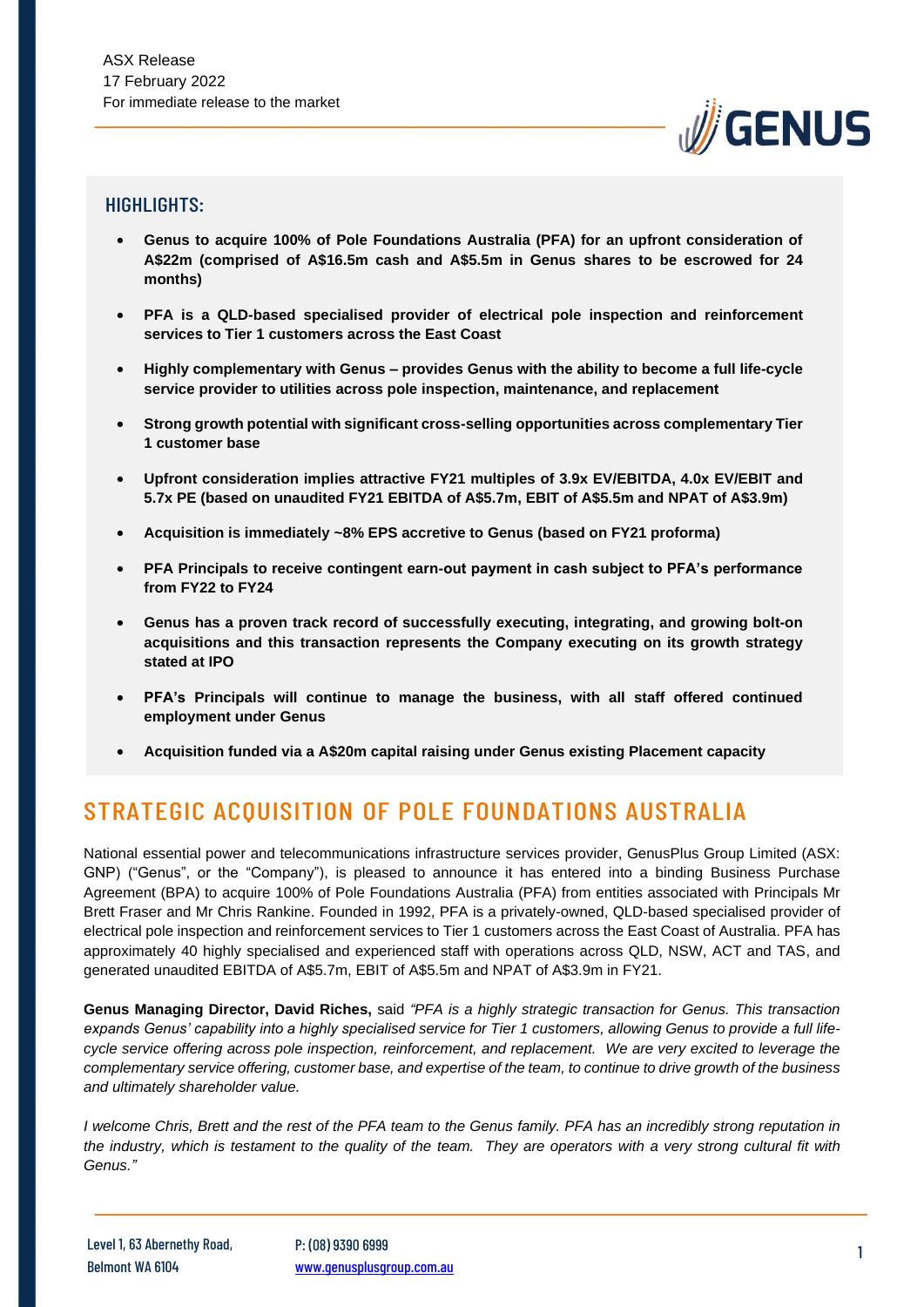ASX Release
17 February 2022
For immediate release to the market

## HIGHLIGHTS:

- **Genus to acquire 100% of Pole Foundations Australia (PFA) for an upfront consideration of A$22m (comprised of A$16.5m cash and A$5.5m in Genus shares to be escrowed for 24 months)**
- **PFA is a QLD-based specialised provider of electrical pole inspection and reinforcement services to Tier 1 customers across the East Coast**
- **Highly complementary with Genus – provides Genus with the ability to become a full life-cycle service provider to utilities across pole inspection, maintenance, and replacement**
- **Strong growth potential with significant cross-selling opportunities across complementary Tier 1 customer base**
- **Upfront consideration implies attractive FY21 multiples of 3.9x EV/EBITDA, 4.0x EV/EBIT and 5.7x PE (based on unaudited FY21 EBITDA of A$5.7m, EBIT of A$5.5m and NPAT of A$3.9m)**
- **Acquisition is immediately ~8% EPS accretive to Genus (based on FY21 proforma)**
- **PFA Principals to receive contingent earn-out payment in cash subject to PFA's performance from FY22 to FY24**
- **Genus has a proven track record of successfully executing, integrating, and growing bolt-on acquisitions and this transaction represents the Company executing on its growth strategy stated at IPO**
- **PFA's Principals will continue to manage the business, with all staff offered continued employment under Genus**
- **Acquisition funded via a A$20m capital raising under Genus existing Placement capacity**

# STRATEGIC ACQUISITION OF POLE FOUNDATIONS AUSTRALIA

National essential power and telecommunications infrastructure services provider, GenusPlus Group Limited (ASX: GNP) ("Genus", or the "Company"), is pleased to announce it has entered into a binding Business Purchase Agreement (BPA) to acquire 100% of Pole Foundations Australia (PFA) from entities associated with Principals Mr Brett Fraser and Mr Chris Rankine. Founded in 1992, PFA is a privately-owned, QLD-based specialised provider of electrical pole inspection and reinforcement services to Tier 1 customers across the East Coast of Australia. PFA has approximately 40 highly specialised and experienced staff with operations across QLD, NSW, ACT and TAS, and generated unaudited EBITDA of A$5.7m, EBIT of A$5.5m and NPAT of A$3.9m in FY21.

**Genus Managing Director, David Riches,** said *"PFA is a highly strategic transaction for Genus. This transaction expands Genus' capability into a highly specialised service for Tier 1 customers, allowing Genus to provide a full life-cycle service offering across pole inspection, reinforcement, and replacement. We are very excited to leverage the complementary service offering, customer base, and expertise of the team, to continue to drive growth of the business and ultimately shareholder value.*

*I welcome Chris, Brett and the rest of the PFA team to the Genus family. PFA has an incredibly strong reputation in the industry, which is testament to the quality of the team. They are operators with a very strong cultural fit with Genus."*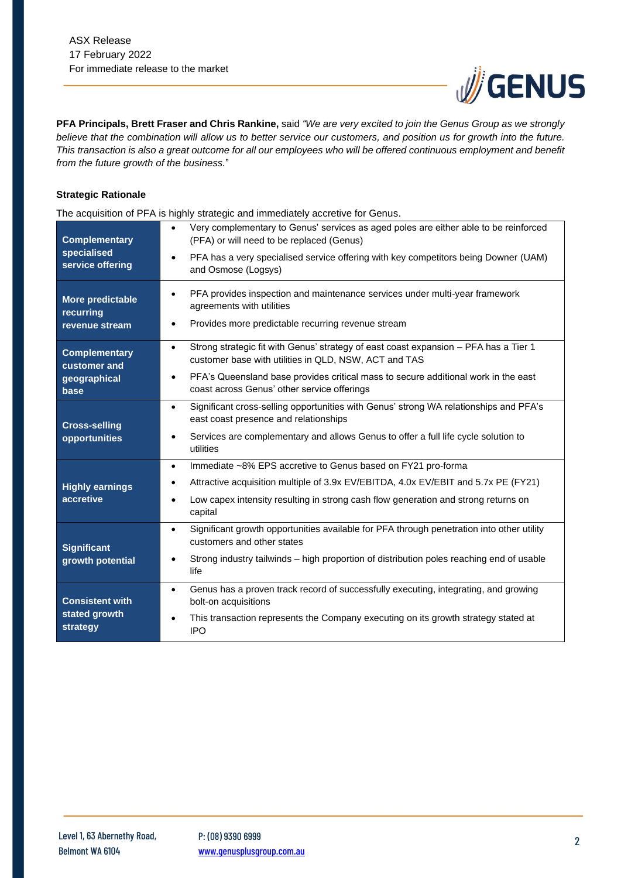**PFA Principals, Brett Fraser and Chris Rankine,** said *"We are very excited to join the Genus Group as we strongly believe that the combination will allow us to better service our customers, and position us for growth into the future. This transaction is also a great outcome for all our employees who will be offered continuous employment and benefit from the future growth of the business.*"

**Strategic Rationale**

The acquisition of PFA is highly strategic and immediately accretive for Genus.

| | |
|---|---|
| **Complementary specialised service offering** | • Very complementary to Genus' services as aged poles are either able to be reinforced (PFA) or will need to be replaced (Genus)<br>• PFA has a very specialised service offering with key competitors being Downer (UAM) and Osmose (Logsys) |
| **More predictable recurring revenue stream** | • PFA provides inspection and maintenance services under multi-year framework agreements with utilities<br>• Provides more predictable recurring revenue stream |
| **Complementary customer and geographical base** | • Strong strategic fit with Genus' strategy of east coast expansion – PFA has a Tier 1 customer base with utilities in QLD, NSW, ACT and TAS<br>• PFA's Queensland base provides critical mass to secure additional work in the east coast across Genus' other service offerings |
| **Cross-selling opportunities** | • Significant cross-selling opportunities with Genus' strong WA relationships and PFA's east coast presence and relationships<br>• Services are complementary and allows Genus to offer a full life cycle solution to utilities |
| **Highly earnings accretive** | • Immediate ~8% EPS accretive to Genus based on FY21 pro-forma<br>• Attractive acquisition multiple of 3.9x EV/EBITDA, 4.0x EV/EBIT and 5.7x PE (FY21)<br>• Low capex intensity resulting in strong cash flow generation and strong returns on capital |
| **Significant growth potential** | • Significant growth opportunities available for PFA through penetration into other utility customers and other states<br>• Strong industry tailwinds – high proportion of distribution poles reaching end of usable life |
| **Consistent with stated growth strategy** | • Genus has a proven track record of successfully executing, integrating, and growing bolt-on acquisitions<br>• This transaction represents the Company executing on its growth strategy stated at IPO |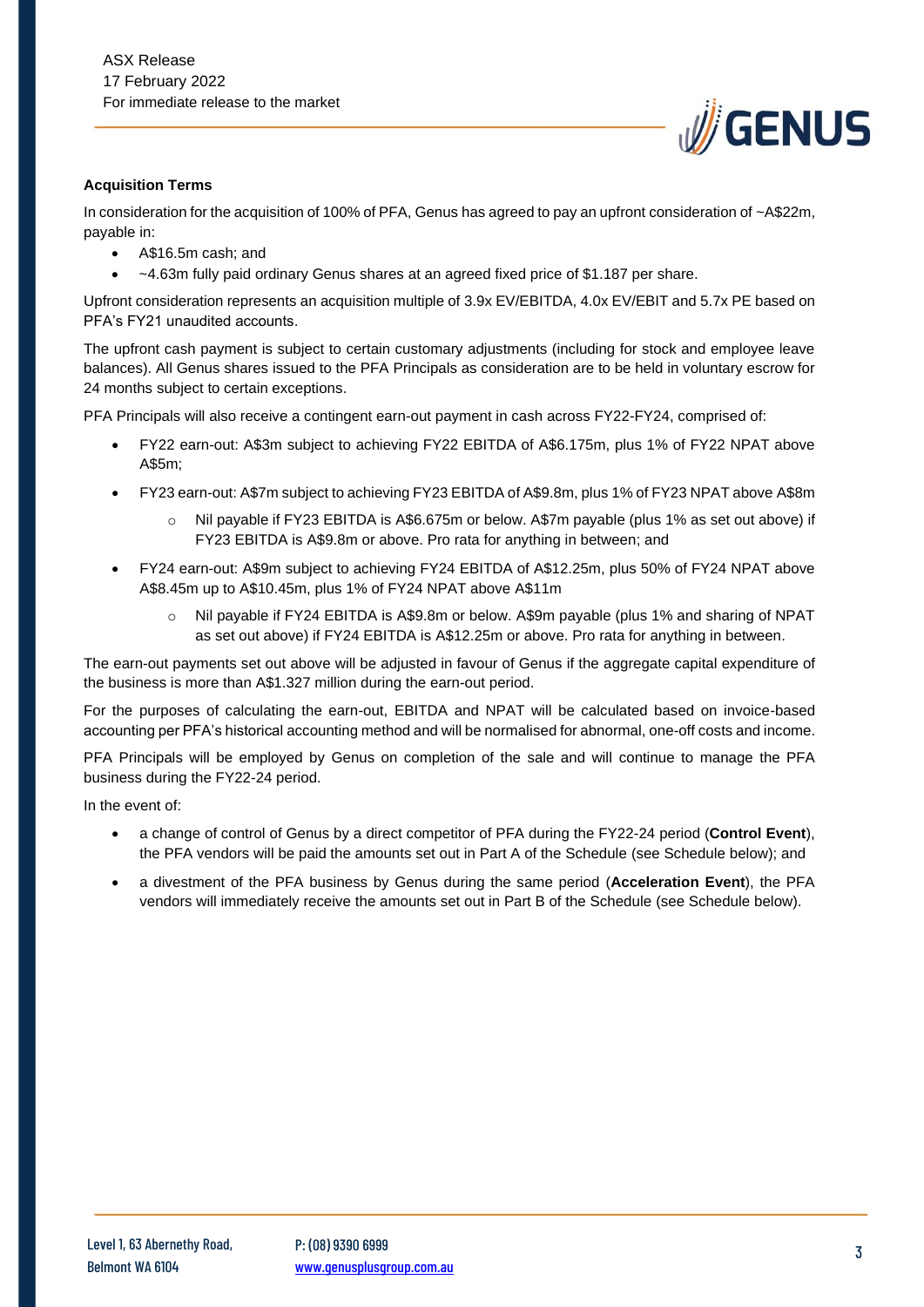**Acquisition Terms**

In consideration for the acquisition of 100% of PFA, Genus has agreed to pay an upfront consideration of ~A$22m, payable in:

- A$16.5m cash; and
- ~4.63m fully paid ordinary Genus shares at an agreed fixed price of $1.187 per share.

Upfront consideration represents an acquisition multiple of 3.9x EV/EBITDA, 4.0x EV/EBIT and 5.7x PE based on PFA's FY21 unaudited accounts.

The upfront cash payment is subject to certain customary adjustments (including for stock and employee leave balances). All Genus shares issued to the PFA Principals as consideration are to be held in voluntary escrow for 24 months subject to certain exceptions.

PFA Principals will also receive a contingent earn-out payment in cash across FY22-FY24, comprised of:

- FY22 earn-out: A$3m subject to achieving FY22 EBITDA of A$6.175m, plus 1% of FY22 NPAT above A$5m;
- FY23 earn-out: A$7m subject to achieving FY23 EBITDA of A$9.8m, plus 1% of FY23 NPAT above A$8m
  - Nil payable if FY23 EBITDA is A$6.675m or below. A$7m payable (plus 1% as set out above) if FY23 EBITDA is A$9.8m or above. Pro rata for anything in between; and
- FY24 earn-out: A$9m subject to achieving FY24 EBITDA of A$12.25m, plus 50% of FY24 NPAT above A$8.45m up to A$10.45m, plus 1% of FY24 NPAT above A$11m
  - Nil payable if FY24 EBITDA is A$9.8m or below. A$9m payable (plus 1% and sharing of NPAT as set out above) if FY24 EBITDA is A$12.25m or above. Pro rata for anything in between.

The earn-out payments set out above will be adjusted in favour of Genus if the aggregate capital expenditure of the business is more than A$1.327 million during the earn-out period.

For the purposes of calculating the earn-out, EBITDA and NPAT will be calculated based on invoice-based accounting per PFA's historical accounting method and will be normalised for abnormal, one-off costs and income.

PFA Principals will be employed by Genus on completion of the sale and will continue to manage the PFA business during the FY22-24 period.

In the event of:

- a change of control of Genus by a direct competitor of PFA during the FY22-24 period (**Control Event**), the PFA vendors will be paid the amounts set out in Part A of the Schedule (see Schedule below); and
- a divestment of the PFA business by Genus during the same period (**Acceleration Event**), the PFA vendors will immediately receive the amounts set out in Part B of the Schedule (see Schedule below).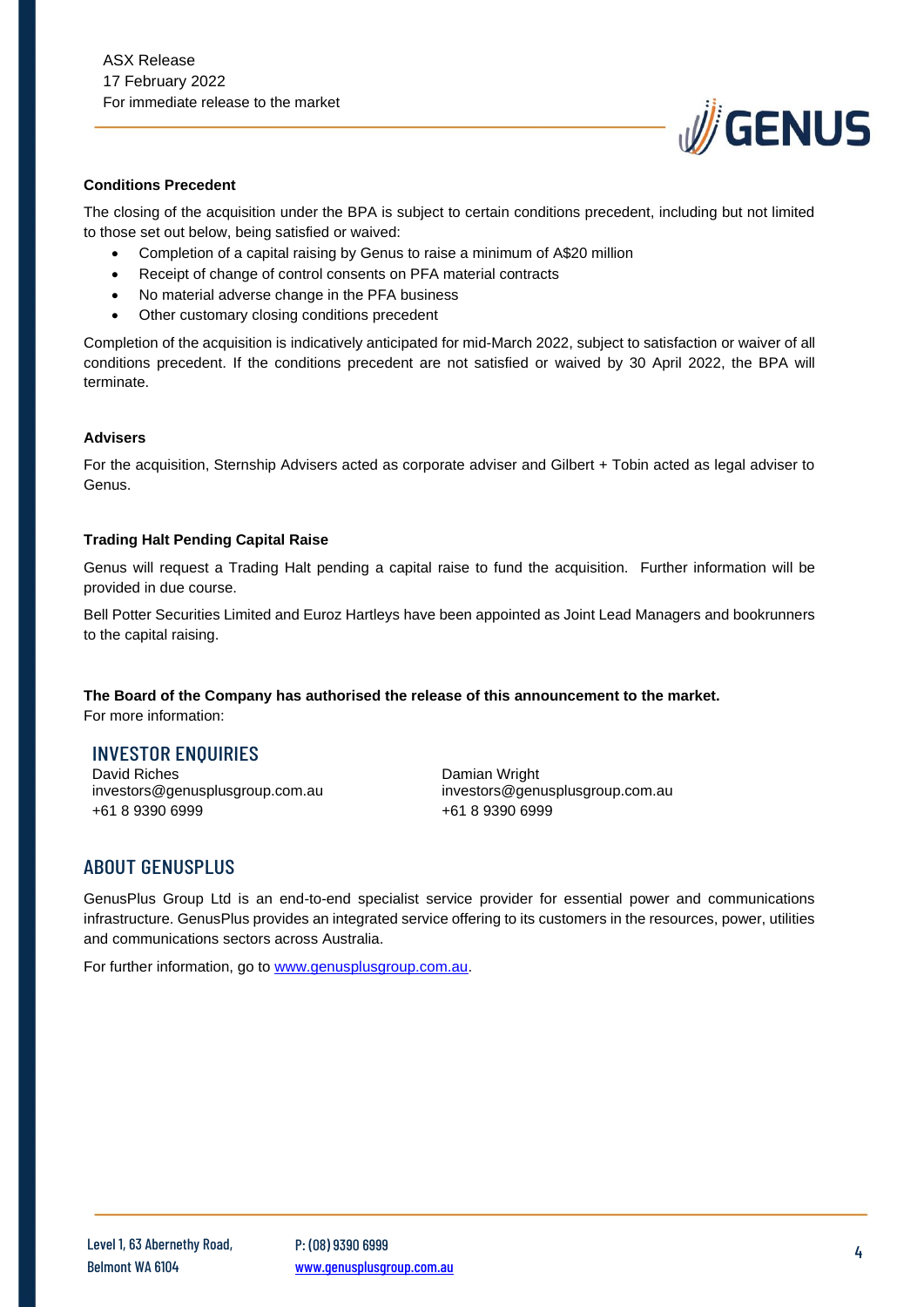#### Conditions Precedent

The closing of the acquisition under the BPA is subject to certain conditions precedent, including but not limited to those set out below, being satisfied or waived:

- Completion of a capital raising by Genus to raise a minimum of A$20 million
- Receipt of change of control consents on PFA material contracts
- No material adverse change in the PFA business
- Other customary closing conditions precedent

Completion of the acquisition is indicatively anticipated for mid-March 2022, subject to satisfaction or waiver of all conditions precedent. If the conditions precedent are not satisfied or waived by 30 April 2022, the BPA will terminate.

#### Advisers

For the acquisition, Sternship Advisers acted as corporate adviser and Gilbert + Tobin acted as legal adviser to Genus.

#### Trading Halt Pending Capital Raise

Genus will request a Trading Halt pending a capital raise to fund the acquisition. Further information will be provided in due course.

Bell Potter Securities Limited and Euroz Hartleys have been appointed as Joint Lead Managers and bookrunners to the capital raising.

**The Board of the Company has authorised the release of this announcement to the market.**

For more information:

## INVESTOR ENQUIRIES

David Riches
investors@genusplusgroup.com.au
+61 8 9390 6999

Damian Wright
investors@genusplusgroup.com.au
+61 8 9390 6999

## ABOUT GENUSPLUS

GenusPlus Group Ltd is an end-to-end specialist service provider for essential power and communications infrastructure. GenusPlus provides an integrated service offering to its customers in the resources, power, utilities and communications sectors across Australia.

For further information, go to www.genusplusgroup.com.au.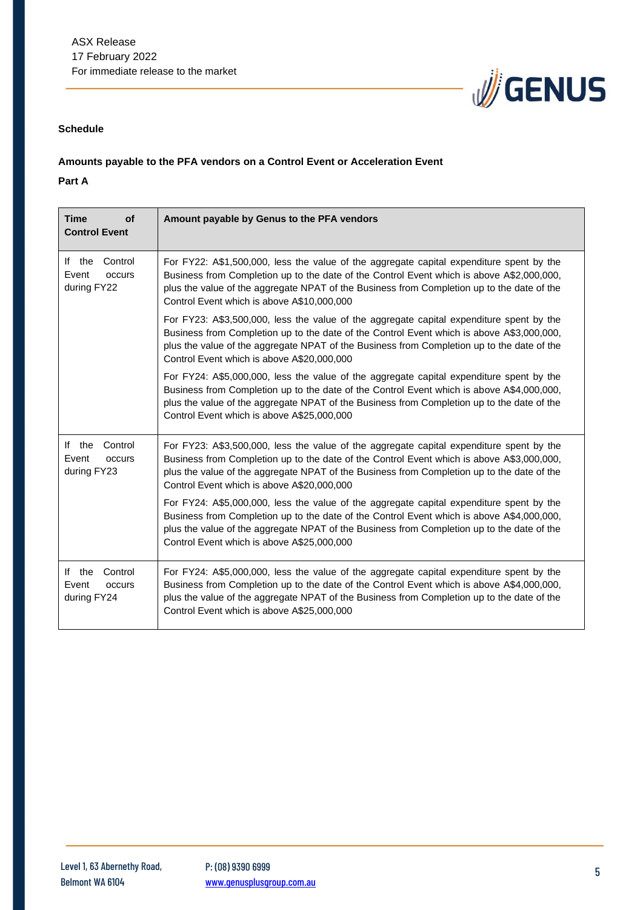**Schedule**

**Amounts payable to the PFA vendors on a Control Event or Acceleration Event**

**Part A**

| Time of Control Event | Amount payable by Genus to the PFA vendors |
|---|---|
| If the Control Event occurs during FY22 | For FY22: A$1,500,000, less the value of the aggregate capital expenditure spent by the Business from Completion up to the date of the Control Event which is above A$2,000,000, plus the value of the aggregate NPAT of the Business from Completion up to the date of the Control Event which is above A$10,000,000<br><br>For FY23: A$3,500,000, less the value of the aggregate capital expenditure spent by the Business from Completion up to the date of the Control Event which is above A$3,000,000, plus the value of the aggregate NPAT of the Business from Completion up to the date of the Control Event which is above A$20,000,000<br><br>For FY24: A$5,000,000, less the value of the aggregate capital expenditure spent by the Business from Completion up to the date of the Control Event which is above A$4,000,000, plus the value of the aggregate NPAT of the Business from Completion up to the date of the Control Event which is above A$25,000,000 |
| If the Control Event occurs during FY23 | For FY23: A$3,500,000, less the value of the aggregate capital expenditure spent by the Business from Completion up to the date of the Control Event which is above A$3,000,000, plus the value of the aggregate NPAT of the Business from Completion up to the date of the Control Event which is above A$20,000,000<br><br>For FY24: A$5,000,000, less the value of the aggregate capital expenditure spent by the Business from Completion up to the date of the Control Event which is above A$4,000,000, plus the value of the aggregate NPAT of the Business from Completion up to the date of the Control Event which is above A$25,000,000 |
| If the Control Event occurs during FY24 | For FY24: A$5,000,000, less the value of the aggregate capital expenditure spent by the Business from Completion up to the date of the Control Event which is above A$4,000,000, plus the value of the aggregate NPAT of the Business from Completion up to the date of the Control Event which is above A$25,000,000 |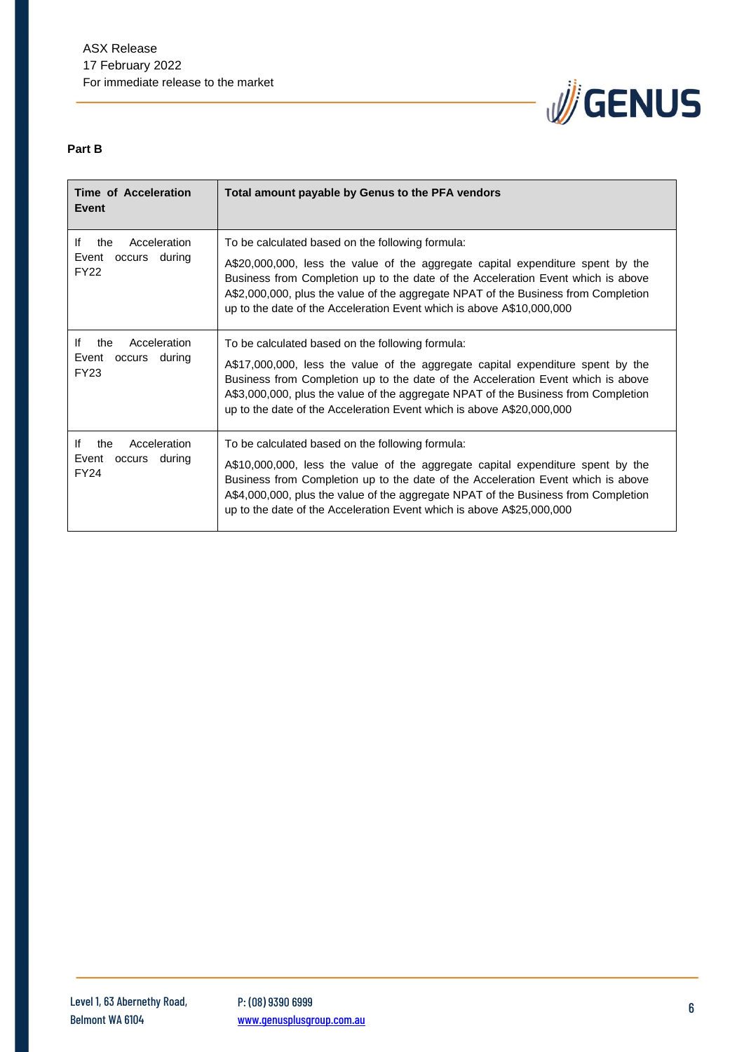**Part B**

| Time of Acceleration Event | Total amount payable by Genus to the PFA vendors |
|---|---|
| If the Acceleration Event occurs during FY22 | To be calculated based on the following formula: A$20,000,000, less the value of the aggregate capital expenditure spent by the Business from Completion up to the date of the Acceleration Event which is above A$2,000,000, plus the value of the aggregate NPAT of the Business from Completion up to the date of the Acceleration Event which is above A$10,000,000 |
| If the Acceleration Event occurs during FY23 | To be calculated based on the following formula: A$17,000,000, less the value of the aggregate capital expenditure spent by the Business from Completion up to the date of the Acceleration Event which is above A$3,000,000, plus the value of the aggregate NPAT of the Business from Completion up to the date of the Acceleration Event which is above A$20,000,000 |
| If the Acceleration Event occurs during FY24 | To be calculated based on the following formula: A$10,000,000, less the value of the aggregate capital expenditure spent by the Business from Completion up to the date of the Acceleration Event which is above A$4,000,000, plus the value of the aggregate NPAT of the Business from Completion up to the date of the Acceleration Event which is above A$25,000,000 |